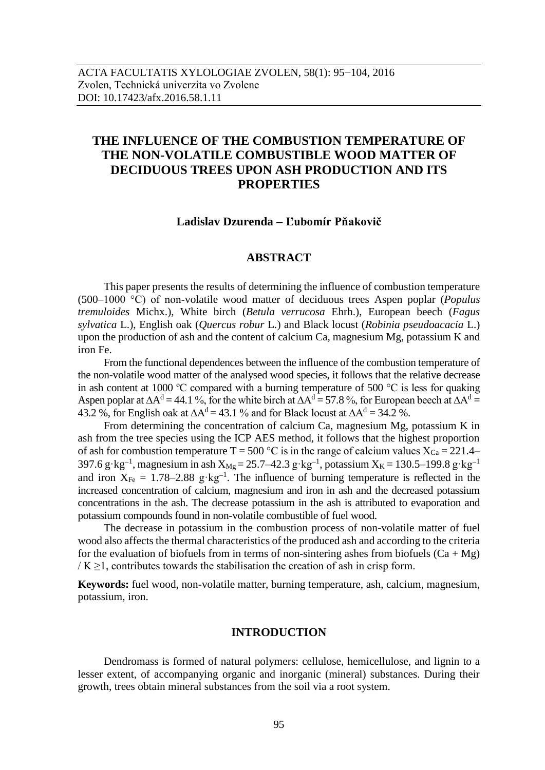ACTA FACULTATIS XYLOLOGIAE ZVOLEN, 58(1): 95−104, 2016
Zvolen, Technická univerzita vo Zvolene
DOI: 10.17423/afx.2016.58.1.11

# THE INFLUENCE OF THE COMBUSTION TEMPERATURE OF THE NON-VOLATILE COMBUSTIBLE WOOD MATTER OF DECIDUOUS TREES UPON ASH PRODUCTION AND ITS PROPERTIES

**Ladislav Dzurenda – Ľubomír Pňakovič**

## ABSTRACT

This paper presents the results of determining the influence of combustion temperature (500–1000 °C) of non-volatile wood matter of deciduous trees Aspen poplar (*Populus tremuloides* Michx.), White birch (*Betula verrucosa* Ehrh.), European beech (*Fagus sylvatica* L.), English oak (*Quercus robur* L.) and Black locust (*Robinia pseudoacacia* L.) upon the production of ash and the content of calcium Ca, magnesium Mg, potassium K and iron Fe.

From the functional dependences between the influence of the combustion temperature of the non-volatile wood matter of the analysed wood species, it follows that the relative decrease in ash content at 1000 ºC compared with a burning temperature of 500 °C is less for quaking Aspen poplar at $\Delta A^d = 44.1$ %, for the white birch at $\Delta A^d = 57.8$ %, for European beech at $\Delta A^d = 43.2$ %, for English oak at $\Delta A^d = 43.1$ % and for Black locust at $\Delta A^d = 34.2$ %.

From determining the concentration of calcium Ca, magnesium Mg, potassium K in ash from the tree species using the ICP AES method, it follows that the highest proportion of ash for combustion temperature T = 500 °C is in the range of calcium values $X_{Ca} = 221.4$–$397.6\ g\cdot kg^{-1}$, magnesium in ash $X_{Mg} = 25.7$–$42.3\ g\cdot kg^{-1}$, potassium $X_K = 130.5$–$199.8\ g\cdot kg^{-1}$ and iron $X_{Fe} = 1.78$–$2.88\ g\cdot kg^{-1}$. The influence of burning temperature is reflected in the increased concentration of calcium, magnesium and iron in ash and the decreased potassium concentrations in the ash. The decrease potassium in the ash is attributed to evaporation and potassium compounds found in non-volatile combustible of fuel wood.

The decrease in potassium in the combustion process of non-volatile matter of fuel wood also affects the thermal characteristics of the produced ash and according to the criteria for the evaluation of biofuels from in terms of non-sintering ashes from biofuels $(Ca + Mg) / K \geq 1$, contributes towards the stabilisation the creation of ash in crisp form.

**Keywords:** fuel wood, non-volatile matter, burning temperature, ash, calcium, magnesium, potassium, iron.

## INTRODUCTION

Dendromass is formed of natural polymers: cellulose, hemicellulose, and lignin to a lesser extent, of accompanying organic and inorganic (mineral) substances. During their growth, trees obtain mineral substances from the soil via a root system.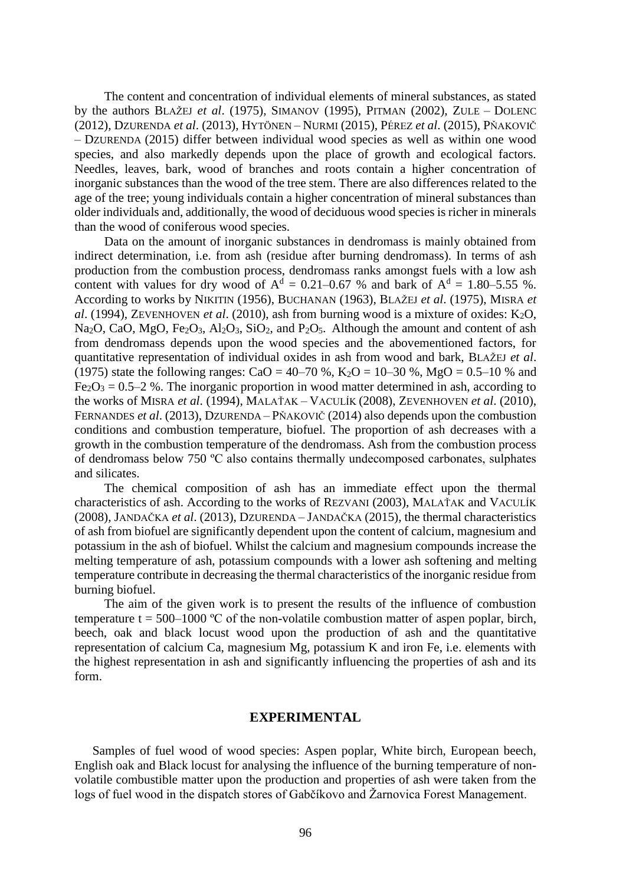The content and concentration of individual elements of mineral substances, as stated by the authors Blažej *et al*. (1975), Simanov (1995), Pitman (2002), Zule – Dolenc (2012), Dzurenda *et al*. (2013), Hytönen – Nurmi (2015), Pérez *et al*. (2015), Pňakovič – Dzurenda (2015) differ between individual wood species as well as within one wood species, and also markedly depends upon the place of growth and ecological factors. Needles, leaves, bark, wood of branches and roots contain a higher concentration of inorganic substances than the wood of the tree stem. There are also differences related to the age of the tree; young individuals contain a higher concentration of mineral substances than older individuals and, additionally, the wood of deciduous wood species is richer in minerals than the wood of coniferous wood species.

Data on the amount of inorganic substances in dendromass is mainly obtained from indirect determination, i.e. from ash (residue after burning dendromass). In terms of ash production from the combustion process, dendromass ranks amongst fuels with a low ash content with values for dry wood of $A^d$ = 0.21–0.67 % and bark of $A^d$ = 1.80–5.55 %. According to works by Nikitin (1956), Buchanan (1963), Blažej *et al*. (1975), Misra *et al*. (1994), Zevenhoven *et al*. (2010), ash from burning wood is a mixture of oxides: $K_2O$, $Na_2O$, CaO, MgO, $Fe_2O_3$, $Al_2O_3$, $SiO_2$, and $P_2O_5$. Although the amount and content of ash from dendromass depends upon the wood species and the abovementioned factors, for quantitative representation of individual oxides in ash from wood and bark, Blažej *et al*. (1975) state the following ranges: CaO = 40–70 %, $K_2O$ = 10–30 %, MgO = 0.5–10 % and $Fe_2O_3$ = 0.5–2 %. The inorganic proportion in wood matter determined in ash, according to the works of Misra *et al*. (1994), Malaťak – Vaculík (2008), Zevenhoven *et al*. (2010), Fernandes *et al*. (2013), Dzurenda – Pňakovič (2014) also depends upon the combustion conditions and combustion temperature, biofuel. The proportion of ash decreases with a growth in the combustion temperature of the dendromass. Ash from the combustion process of dendromass below 750 ºC also contains thermally undecomposed carbonates, sulphates and silicates.

The chemical composition of ash has an immediate effect upon the thermal characteristics of ash. According to the works of Rezvani (2003), Malaťak and Vaculík (2008), Jandačka *et al*. (2013), Dzurenda – Jandačka (2015), the thermal characteristics of ash from biofuel are significantly dependent upon the content of calcium, magnesium and potassium in the ash of biofuel. Whilst the calcium and magnesium compounds increase the melting temperature of ash, potassium compounds with a lower ash softening and melting temperature contribute in decreasing the thermal characteristics of the inorganic residue from burning biofuel.

The aim of the given work is to present the results of the influence of combustion temperature t = 500–1000 ºC of the non-volatile combustion matter of aspen poplar, birch, beech, oak and black locust wood upon the production of ash and the quantitative representation of calcium Ca, magnesium Mg, potassium K and iron Fe, i.e. elements with the highest representation in ash and significantly influencing the properties of ash and its form.

## EXPERIMENTAL

Samples of fuel wood of wood species: Aspen poplar, White birch, European beech, English oak and Black locust for analysing the influence of the burning temperature of non-volatile combustible matter upon the production and properties of ash were taken from the logs of fuel wood in the dispatch stores of Gabčíkovo and Žarnovica Forest Management.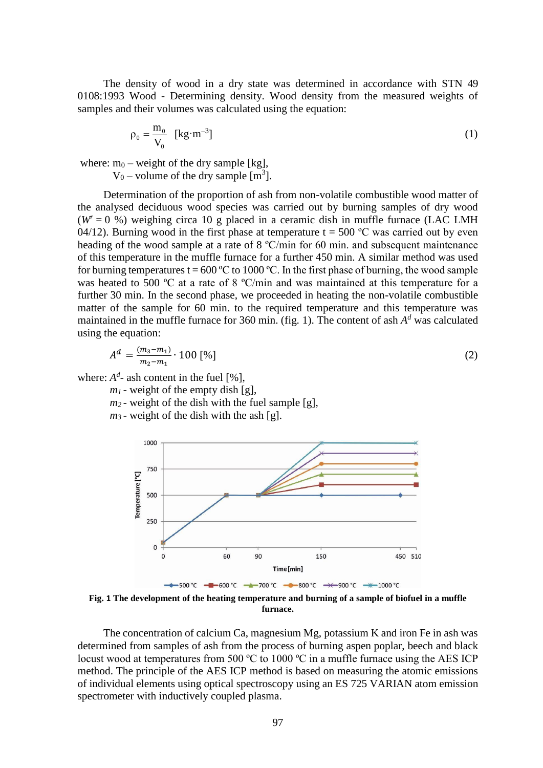The density of wood in a dry state was determined in accordance with STN 49 0108:1993 Wood - Determining density. Wood density from the measured weights of samples and their volumes was calculated using the equation:

$$\rho_0 = \frac{m_0}{V_0} \quad [\mathrm{kg \cdot m^{-3}}] \tag{1}$$

where: $m_0$ – weight of the dry sample [kg],
$V_0$ – volume of the dry sample [$m^3$].

Determination of the proportion of ash from non-volatile combustible wood matter of the analysed deciduous wood species was carried out by burning samples of dry wood ($W^r = 0$ %) weighing circa 10 g placed in a ceramic dish in muffle furnace (LAC LMH 04/12). Burning wood in the first phase at temperature t = 500 ºC was carried out by even heading of the wood sample at a rate of 8 ºC/min for 60 min. and subsequent maintenance of this temperature in the muffle furnace for a further 450 min. A similar method was used for burning temperatures t = 600 ºC to 1000 ºC. In the first phase of burning, the wood sample was heated to 500 ºC at a rate of 8 ºC/min and was maintained at this temperature for a further 30 min. In the second phase, we proceeded in heating the non-volatile combustible matter of the sample for 60 min. to the required temperature and this temperature was maintained in the muffle furnace for 360 min. (fig. 1). The content of ash $A^d$ was calculated using the equation:

$$A^d = \frac{(m_3 - m_1)}{m_2 - m_1} \cdot 100 \ [\%] \tag{2}$$

where: $A^d$- ash content in the fuel [%],
$m_1$ - weight of the empty dish [g],
$m_2$ - weight of the dish with the fuel sample [g],
$m_3$ - weight of the dish with the ash [g].

**Fig. 1 The development of the heating temperature and burning of a sample of biofuel in a muffle furnace.**

The concentration of calcium Ca, magnesium Mg, potassium K and iron Fe in ash was determined from samples of ash from the process of burning aspen poplar, beech and black locust wood at temperatures from 500 ºC to 1000 ºC in a muffle furnace using the AES ICP method. The principle of the AES ICP method is based on measuring the atomic emissions of individual elements using optical spectroscopy using an ES 725 VARIAN atom emission spectrometer with inductively coupled plasma.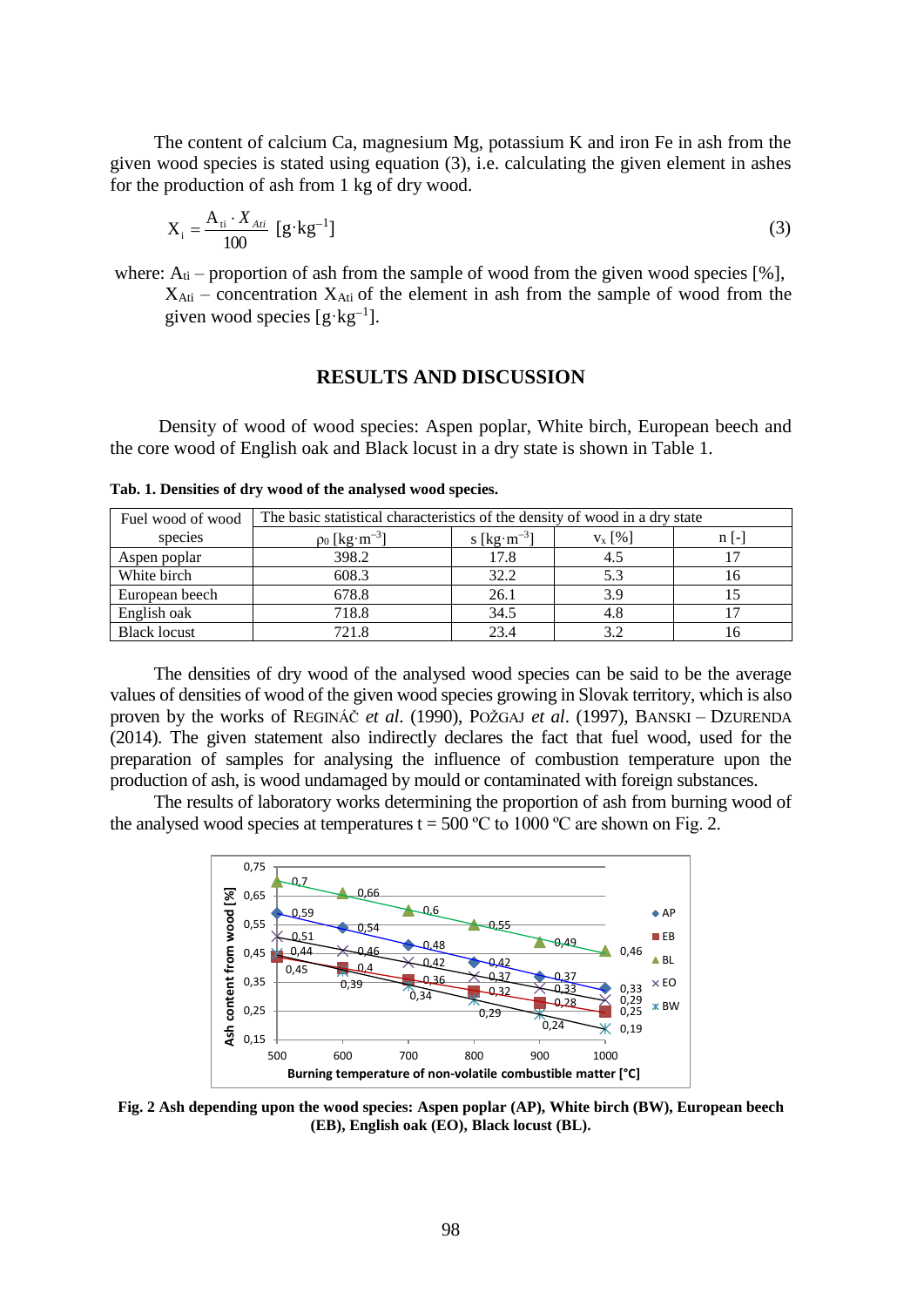The content of calcium Ca, magnesium Mg, potassium K and iron Fe in ash from the given wood species is stated using equation (3), i.e. calculating the given element in ashes for the production of ash from 1 kg of dry wood.

$$X_i = \frac{A_{ti} \cdot X_{Ati}}{100} \text{ [g·kg}^{-1}\text{]} \tag{3}$$

where: $A_{ti}$ – proportion of ash from the sample of wood from the given wood species [%], $X_{Ati}$ – concentration $X_{Ati}$ of the element in ash from the sample of wood from the given wood species [g·kg$^{-1}$].

## RESULTS AND DISCUSSION

Density of wood of wood species: Aspen poplar, White birch, European beech and the core wood of English oak and Black locust in a dry state is shown in Table 1.

**Tab. 1. Densities of dry wood of the analysed wood species.**

| Fuel wood of wood species | The basic statistical characteristics of the density of wood in a dry state | | | |
|---|---|---|---|---|
| | $\rho_0$ [kg·m$^{-3}$] | s [kg·m$^{-3}$] | $v_x$ [%] | n [-] |
| Aspen poplar | 398.2 | 17.8 | 4.5 | 17 |
| White birch | 608.3 | 32.2 | 5.3 | 16 |
| European beech | 678.8 | 26.1 | 3.9 | 15 |
| English oak | 718.8 | 34.5 | 4.8 | 17 |
| Black locust | 721.8 | 23.4 | 3.2 | 16 |

The densities of dry wood of the analysed wood species can be said to be the average values of densities of wood of the given wood species growing in Slovak territory, which is also proven by the works of REGINÁČ *et al*. (1990), POŽGAJ *et al*. (1997), BANSKI – DZURENDA (2014). The given statement also indirectly declares the fact that fuel wood, used for the preparation of samples for analysing the influence of combustion temperature upon the production of ash, is wood undamaged by mould or contaminated with foreign substances.

The results of laboratory works determining the proportion of ash from burning wood of the analysed wood species at temperatures t = 500 ºC to 1000 ºC are shown on Fig. 2.

**Fig. 2 Ash depending upon the wood species: Aspen poplar (AP), White birch (BW), European beech (EB), English oak (EO), Black locust (BL).**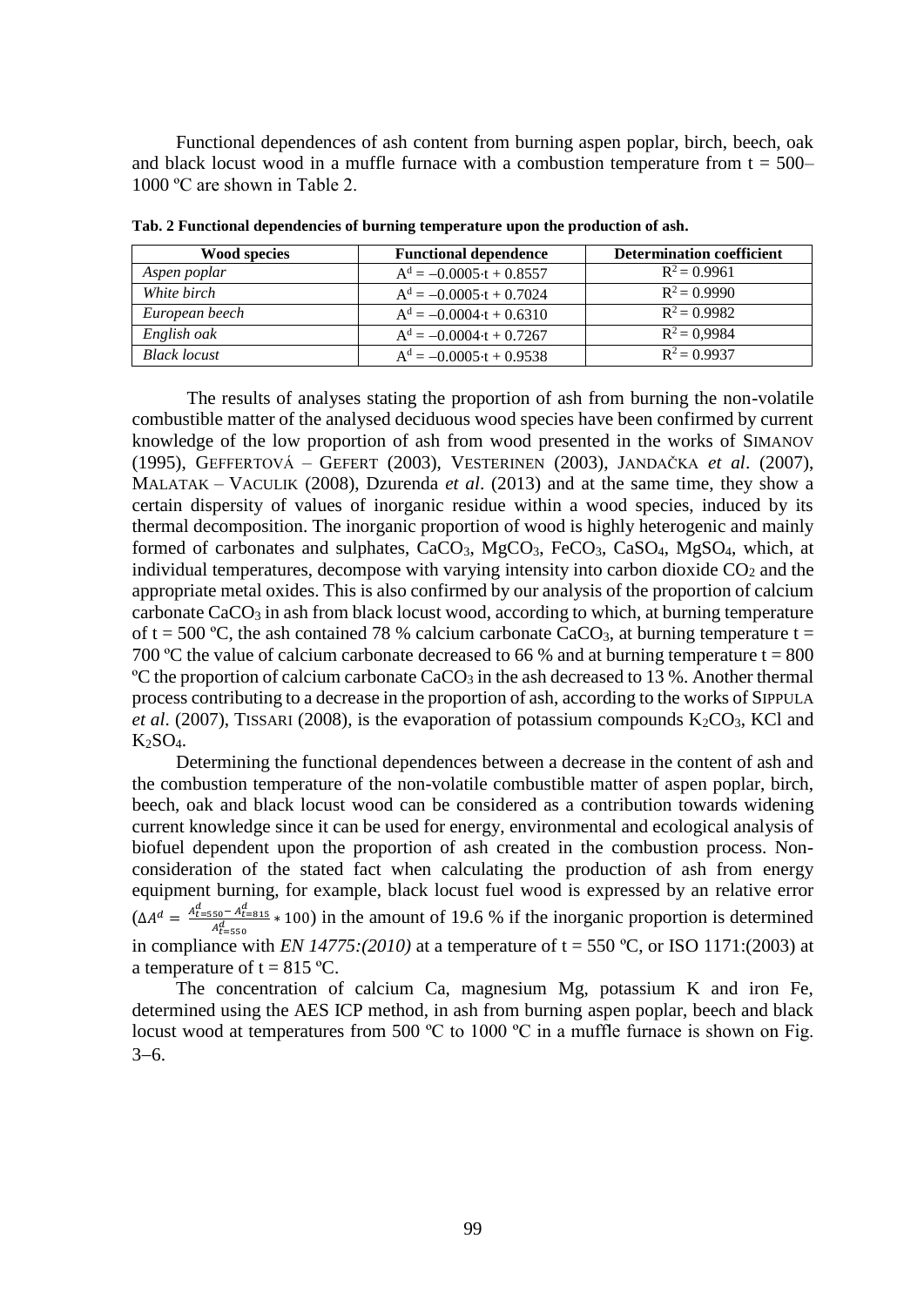Functional dependences of ash content from burning aspen poplar, birch, beech, oak and black locust wood in a muffle furnace with a combustion temperature from t = 500–1000 ºC are shown in Table 2.

**Tab. 2 Functional dependencies of burning temperature upon the production of ash.**

| Wood species | Functional dependence | Determination coefficient |
|---|---|---|
| *Aspen poplar* | $A^d = -0.0005 \cdot t + 0.8557$ | $R^2 = 0.9961$ |
| *White birch* | $A^d = -0.0005 \cdot t + 0.7024$ | $R^2 = 0.9990$ |
| *European beech* | $A^d = -0.0004 \cdot t + 0.6310$ | $R^2 = 0.9982$ |
| *English oak* | $A^d = -0.0004 \cdot t + 0.7267$ | $R^2 = 0,9984$ |
| *Black locust* | $A^d = -0.0005 \cdot t + 0.9538$ | $R^2 = 0.9937$ |

The results of analyses stating the proportion of ash from burning the non-volatile combustible matter of the analysed deciduous wood species have been confirmed by current knowledge of the low proportion of ash from wood presented in the works of SIMANOV (1995), GEFFERTOVÁ – GEFERT (2003), VESTERINEN (2003), JANDAČKA *et al*. (2007), MALATAK – VACULIK (2008), Dzurenda *et al*. (2013) and at the same time, they show a certain dispersity of values of inorganic residue within a wood species, induced by its thermal decomposition. The inorganic proportion of wood is highly heterogenic and mainly formed of carbonates and sulphates, $CaCO_3$, $MgCO_3$, $FeCO_3$, $CaSO_4$, $MgSO_4$, which, at individual temperatures, decompose with varying intensity into carbon dioxide $CO_2$ and the appropriate metal oxides. This is also confirmed by our analysis of the proportion of calcium carbonate $CaCO_3$ in ash from black locust wood, according to which, at burning temperature of t = 500 ºC, the ash contained 78 % calcium carbonate $CaCO_3$, at burning temperature t = 700 ºC the value of calcium carbonate decreased to 66 % and at burning temperature t = 800 ºC the proportion of calcium carbonate $CaCO_3$ in the ash decreased to 13 %. Another thermal process contributing to a decrease in the proportion of ash, according to the works of SIPPULA *et al*. (2007), TISSARI (2008), is the evaporation of potassium compounds $K_2CO_3$, KCl and $K_2SO_4$.

Determining the functional dependences between a decrease in the content of ash and the combustion temperature of the non-volatile combustible matter of aspen poplar, birch, beech, oak and black locust wood can be considered as a contribution towards widening current knowledge since it can be used for energy, environmental and ecological analysis of biofuel dependent upon the proportion of ash created in the combustion process. Non-consideration of the stated fact when calculating the production of ash from energy equipment burning, for example, black locust fuel wood is expressed by an relative error ($\Delta A^d = \frac{A^d_{t=550} - A^d_{t=815}}{A^d_{t=550}} * 100$) in the amount of 19.6 % if the inorganic proportion is determined in compliance with *EN 14775:(2010)* at a temperature of t = 550 ºC, or ISO 1171:(2003) at a temperature of t = 815 ºC.

The concentration of calcium Ca, magnesium Mg, potassium K and iron Fe, determined using the AES ICP method, in ash from burning aspen poplar, beech and black locust wood at temperatures from 500 ºC to 1000 ºC in a muffle furnace is shown on Fig. 3–6.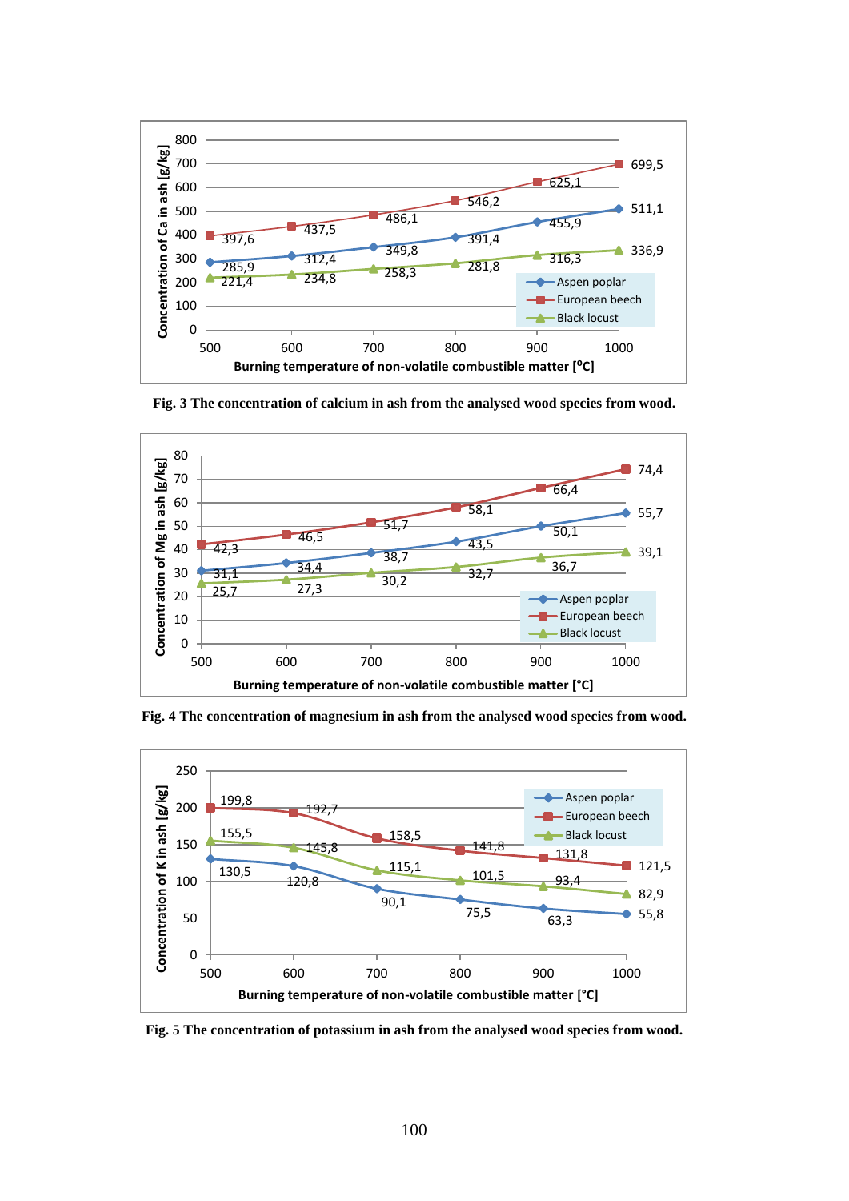**Fig. 3 The concentration of calcium in ash from the analysed wood species from wood.**

**Fig. 4 The concentration of magnesium in ash from the analysed wood species from wood.**

**Fig. 5 The concentration of potassium in ash from the analysed wood species from wood.**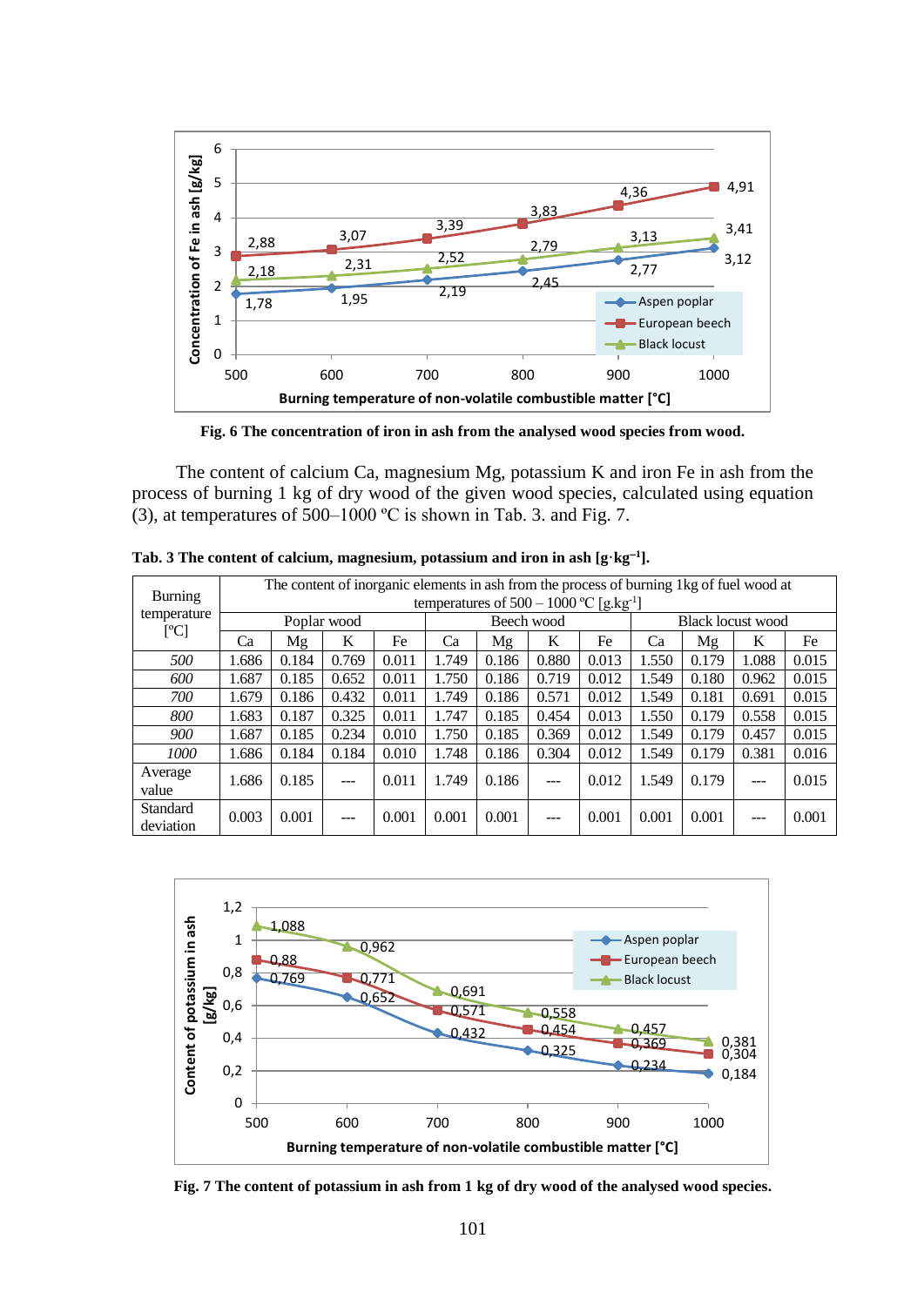**Fig. 6 The concentration of iron in ash from the analysed wood species from wood.**

The content of calcium Ca, magnesium Mg, potassium K and iron Fe in ash from the process of burning 1 kg of dry wood of the given wood species, calculated using equation (3), at temperatures of 500–1000 ºC is shown in Tab. 3. and Fig. 7.

**Tab. 3 The content of calcium, magnesium, potassium and iron in ash [g·kg$^{-1}$].**

| Burning temperature [ºC] | The content of inorganic elements in ash from the process of burning 1kg of fuel wood at temperatures of 500 – 1000 ºC [g.kg$^{-1}$] | | | | | | | | | | | |
|---|---|---|---|---|---|---|---|---|---|---|---|---|
| | Poplar wood | | | | Beech wood | | | | Black locust wood | | | |
| | Ca | Mg | K | Fe | Ca | Mg | K | Fe | Ca | Mg | K | Fe |
| *500* | 1.686 | 0.184 | 0.769 | 0.011 | 1.749 | 0.186 | 0.880 | 0.013 | 1.550 | 0.179 | 1.088 | 0.015 |
| *600* | 1.687 | 0.185 | 0.652 | 0.011 | 1.750 | 0.186 | 0.719 | 0.012 | 1.549 | 0.180 | 0.962 | 0.015 |
| *700* | 1.679 | 0.186 | 0.432 | 0.011 | 1.749 | 0.186 | 0.571 | 0.012 | 1.549 | 0.181 | 0.691 | 0.015 |
| *800* | 1.683 | 0.187 | 0.325 | 0.011 | 1.747 | 0.185 | 0.454 | 0.013 | 1.550 | 0.179 | 0.558 | 0.015 |
| *900* | 1.687 | 0.185 | 0.234 | 0.010 | 1.750 | 0.185 | 0.369 | 0.012 | 1.549 | 0.179 | 0.457 | 0.015 |
| *1000* | 1.686 | 0.184 | 0.184 | 0.010 | 1.748 | 0.186 | 0.304 | 0.012 | 1.549 | 0.179 | 0.381 | 0.016 |
| Average value | 1.686 | 0.185 | --- | 0.011 | 1.749 | 0.186 | --- | 0.012 | 1.549 | 0.179 | --- | 0.015 |
| Standard deviation | 0.003 | 0.001 | --- | 0.001 | 0.001 | 0.001 | --- | 0.001 | 0.001 | 0.001 | --- | 0.001 |

**Fig. 7 The content of potassium in ash from 1 kg of dry wood of the analysed wood species.**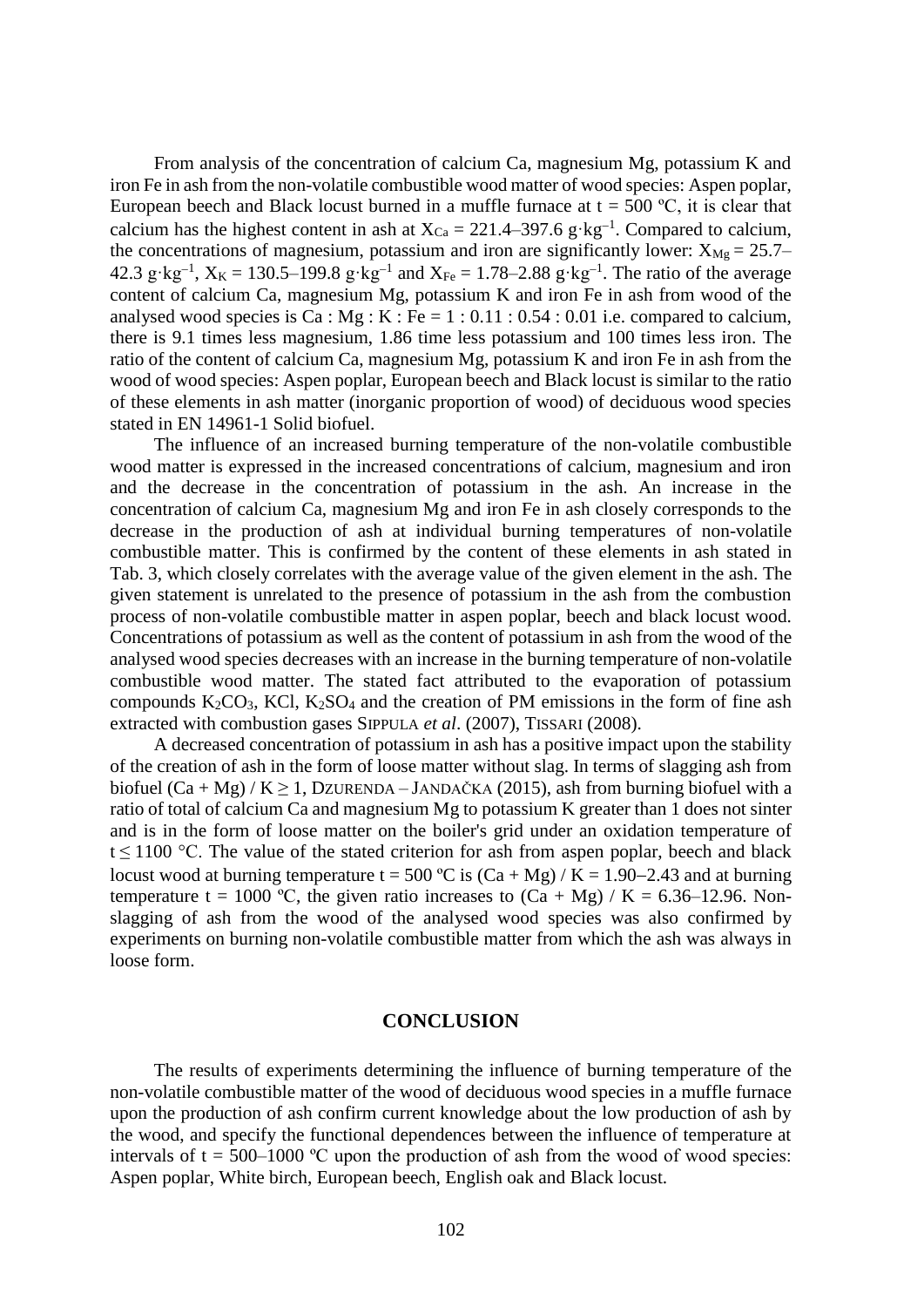From analysis of the concentration of calcium Ca, magnesium Mg, potassium K and iron Fe in ash from the non-volatile combustible wood matter of wood species: Aspen poplar, European beech and Black locust burned in a muffle furnace at $t = 500$ ºC, it is clear that calcium has the highest content in ash at $X_{Ca} = 221.4–397.6$ g·kg$^{-1}$. Compared to calcium, the concentrations of magnesium, potassium and iron are significantly lower: $X_{Mg} = 25.7–42.3$ g·kg$^{-1}$, $X_K = 130.5–199.8$ g·kg$^{-1}$ and $X_{Fe} = 1.78–2.88$ g·kg$^{-1}$. The ratio of the average content of calcium Ca, magnesium Mg, potassium K and iron Fe in ash from wood of the analysed wood species is Ca : Mg : K : Fe = 1 : 0.11 : 0.54 : 0.01 i.e. compared to calcium, there is 9.1 times less magnesium, 1.86 time less potassium and 100 times less iron. The ratio of the content of calcium Ca, magnesium Mg, potassium K and iron Fe in ash from the wood of wood species: Aspen poplar, European beech and Black locust is similar to the ratio of these elements in ash matter (inorganic proportion of wood) of deciduous wood species stated in EN 14961-1 Solid biofuel.

The influence of an increased burning temperature of the non-volatile combustible wood matter is expressed in the increased concentrations of calcium, magnesium and iron and the decrease in the concentration of potassium in the ash. An increase in the concentration of calcium Ca, magnesium Mg and iron Fe in ash closely corresponds to the decrease in the production of ash at individual burning temperatures of non-volatile combustible matter. This is confirmed by the content of these elements in ash stated in Tab. 3, which closely correlates with the average value of the given element in the ash. The given statement is unrelated to the presence of potassium in the ash from the combustion process of non-volatile combustible matter in aspen poplar, beech and black locust wood. Concentrations of potassium as well as the content of potassium in ash from the wood of the analysed wood species decreases with an increase in the burning temperature of non-volatile combustible wood matter. The stated fact attributed to the evaporation of potassium compounds $K_2CO_3$, KCl, $K_2SO_4$ and the creation of PM emissions in the form of fine ash extracted with combustion gases SIPPULA *et al*. (2007), TISSARI (2008).

A decreased concentration of potassium in ash has a positive impact upon the stability of the creation of ash in the form of loose matter without slag. In terms of slagging ash from biofuel $(Ca + Mg) / K \geq 1$, DZURENDA – JANDAČKA (2015), ash from burning biofuel with a ratio of total of calcium Ca and magnesium Mg to potassium K greater than 1 does not sinter and is in the form of loose matter on the boiler's grid under an oxidation temperature of $t \leq 1100$ °C. The value of the stated criterion for ash from aspen poplar, beech and black locust wood at burning temperature $t = 500$ ºC is $(Ca + Mg) / K = 1.90–2.43$ and at burning temperature $t = 1000$ ºC, the given ratio increases to $(Ca + Mg) / K = 6.36–12.96$. Non-slagging of ash from the wood of the analysed wood species was also confirmed by experiments on burning non-volatile combustible matter from which the ash was always in loose form.

## CONCLUSION

The results of experiments determining the influence of burning temperature of the non-volatile combustible matter of the wood of deciduous wood species in a muffle furnace upon the production of ash confirm current knowledge about the low production of ash by the wood, and specify the functional dependences between the influence of temperature at intervals of $t = 500–1000$ ºC upon the production of ash from the wood of wood species: Aspen poplar, White birch, European beech, English oak and Black locust.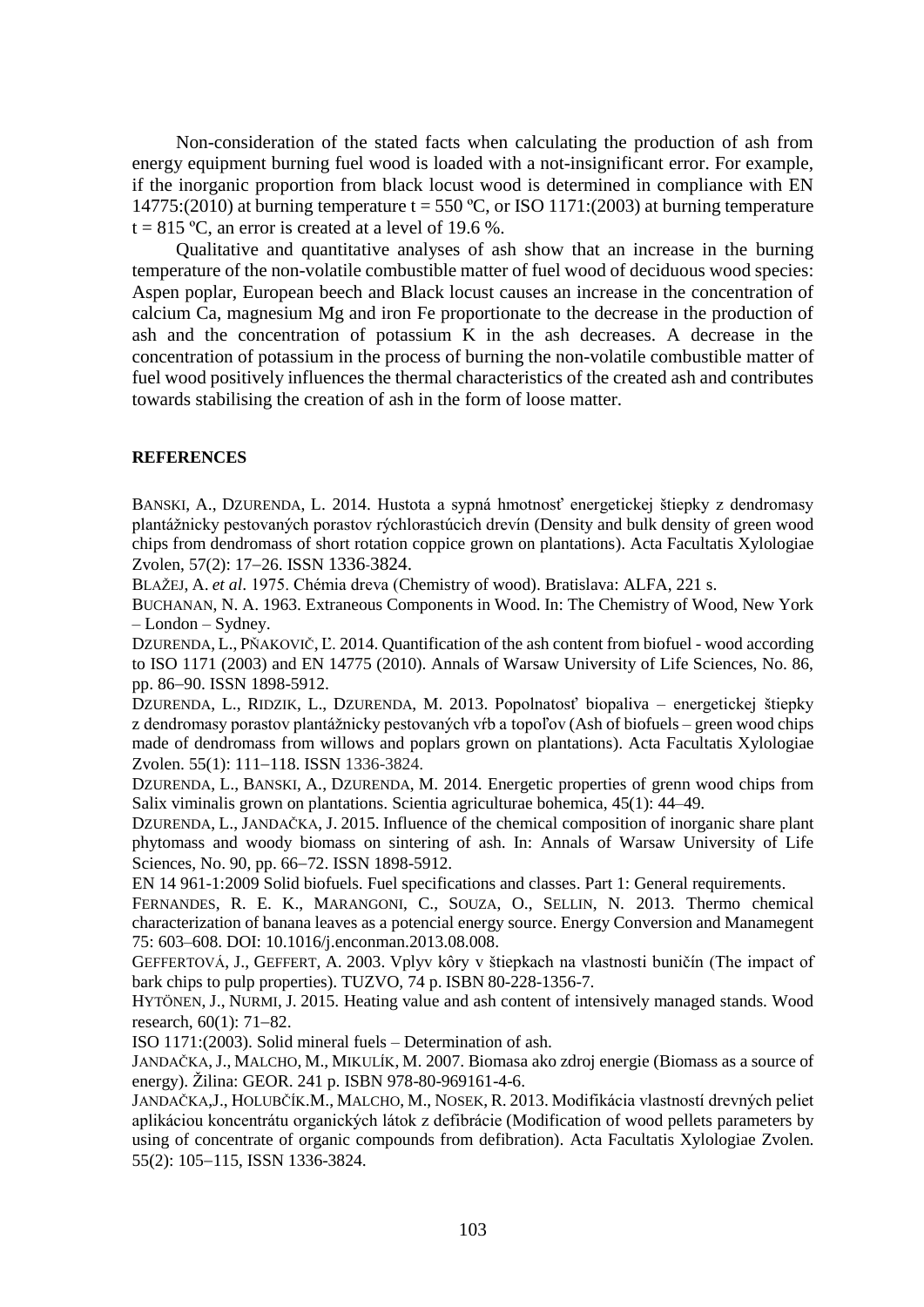Non-consideration of the stated facts when calculating the production of ash from energy equipment burning fuel wood is loaded with a not-insignificant error. For example, if the inorganic proportion from black locust wood is determined in compliance with EN 14775:(2010) at burning temperature t = 550 ºC, or ISO 1171:(2003) at burning temperature t = 815 ºC, an error is created at a level of 19.6 %.

Qualitative and quantitative analyses of ash show that an increase in the burning temperature of the non-volatile combustible matter of fuel wood of deciduous wood species: Aspen poplar, European beech and Black locust causes an increase in the concentration of calcium Ca, magnesium Mg and iron Fe proportionate to the decrease in the production of ash and the concentration of potassium K in the ash decreases. A decrease in the concentration of potassium in the process of burning the non-volatile combustible matter of fuel wood positively influences the thermal characteristics of the created ash and contributes towards stabilising the creation of ash in the form of loose matter.

## REFERENCES

BANSKI, A., DZURENDA, L. 2014. Hustota a sypná hmotnosť energetickej štiepky z dendromasy plantážnicky pestovaných porastov rýchlorastúcich drevín (Density and bulk density of green wood chips from dendromass of short rotation coppice grown on plantations). Acta Facultatis Xylologiae Zvolen, 57(2): 17–26. ISSN 1336-3824.

BLAŽEJ, A. *et al*. 1975. Chémia dreva (Chemistry of wood). Bratislava: ALFA, 221 s.

BUCHANAN, N. A. 1963. Extraneous Components in Wood. In: The Chemistry of Wood, New York – London – Sydney.

DZURENDA, L., PŇAKOVIČ, Ľ. 2014. Quantification of the ash content from biofuel - wood according to ISO 1171 (2003) and EN 14775 (2010). Annals of Warsaw University of Life Sciences, No. 86, pp. 86–90. ISSN 1898-5912.

DZURENDA, L., RIDZIK, L., DZURENDA, M. 2013. Popolnatosť biopaliva – energetickej štiepky z dendromasy porastov plantážnicky pestovaných vŕb a topoľov (Ash of biofuels – green wood chips made of dendromass from willows and poplars grown on plantations). Acta Facultatis Xylologiae Zvolen. 55(1): 111–118. ISSN 1336-3824.

DZURENDA, L., BANSKI, A., DZURENDA, M. 2014. Energetic properties of grenn wood chips from Salix viminalis grown on plantations. Scientia agriculturae bohemica, 45(1): 44–49.

DZURENDA, L., JANDAČKA, J. 2015. Influence of the chemical composition of inorganic share plant phytomass and woody biomass on sintering of ash. In: Annals of Warsaw University of Life Sciences, No. 90, pp. 66–72. ISSN 1898-5912.

EN 14 961-1:2009 Solid biofuels. Fuel specifications and classes. Part 1: General requirements.

FERNANDES, R. E. K., MARANGONI, C., SOUZA, O., SELLIN, N. 2013. Thermo chemical characterization of banana leaves as a potencial energy source. Energy Conversion and Manamegent 75: 603–608. DOI: 10.1016/j.enconman.2013.08.008.

GEFFERTOVÁ, J., GEFFERT, A. 2003. Vplyv kôry v štiepkach na vlastnosti buničín (The impact of bark chips to pulp properties). TUZVO, 74 p. ISBN 80-228-1356-7.

HYTÖNEN, J., NURMI, J. 2015. Heating value and ash content of intensively managed stands. Wood research, 60(1): 71–82.

ISO 1171:(2003). Solid mineral fuels – Determination of ash.

JANDAČKA, J., MALCHO, M., MIKULÍK, M. 2007. Biomasa ako zdroj energie (Biomass as a source of energy). Žilina: GEOR. 241 p. ISBN 978-80-969161-4-6.

JANDAČKA,J., HOLUBČÍK.M., MALCHO, M., NOSEK, R. 2013. Modifikácia vlastností drevných peliet aplikáciou koncentrátu organických látok z defibrácie (Modification of wood pellets parameters by using of concentrate of organic compounds from defibration). Acta Facultatis Xylologiae Zvolen. 55(2): 105–115, ISSN 1336-3824.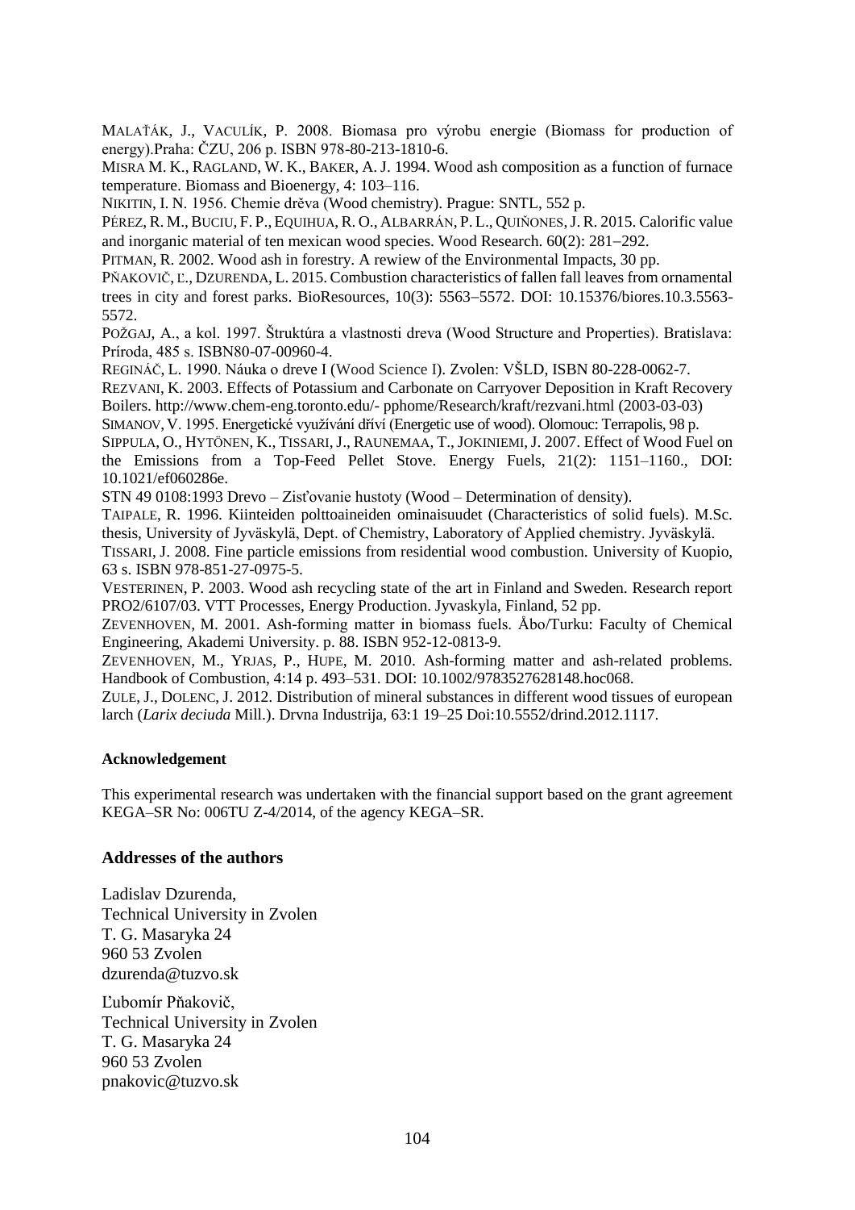MALAŤÁK, J., VACULÍK, P. 2008. Biomasa pro výrobu energie (Biomass for production of energy).Praha: ČZU, 206 p. ISBN 978-80-213-1810-6.

MISRA M. K., RAGLAND, W. K., BAKER, A. J. 1994. Wood ash composition as a function of furnace temperature. Biomass and Bioenergy, 4: 103–116.

NIKITIN, I. N. 1956. Chemie dřeva (Wood chemistry). Prague: SNTL, 552 p.

PÉREZ, R. M., BUCIU, F. P., EQUIHUA, R. O., ALBARRÁN, P. L., QUIŇONES, J. R. 2015. Calorific value and inorganic material of ten mexican wood species. Wood Research. 60(2): 281–292.

PITMAN, R. 2002. Wood ash in forestry. A rewiew of the Environmental Impacts, 30 pp.

PŇAKOVIČ, Ľ., DZURENDA, L. 2015. Combustion characteristics of fallen fall leaves from ornamental trees in city and forest parks. BioResources, 10(3): 5563–5572. DOI: 10.15376/biores.10.3.5563-5572.

POŽGAJ, A., a kol. 1997. Štruktúra a vlastnosti dreva (Wood Structure and Properties). Bratislava: Príroda, 485 s. ISBN80-07-00960-4.

REGINÁČ, L. 1990. Náuka o dreve I (Wood Science I). Zvolen: VŠLD, ISBN 80-228-0062-7.

REZVANI, K. 2003. Effects of Potassium and Carbonate on Carryover Deposition in Kraft Recovery Boilers. http://www.chem-eng.toronto.edu/- pphome/Research/kraft/rezvani.html (2003-03-03)

SIMANOV, V. 1995. Energetické využívání dříví (Energetic use of wood). Olomouc: Terrapolis, 98 p.

SIPPULA, O., HYTÖNEN, K., TISSARI, J., RAUNEMAA, T., JOKINIEMI, J. 2007. Effect of Wood Fuel on the Emissions from a Top-Feed Pellet Stove. Energy Fuels, 21(2): 1151–1160., DOI: 10.1021/ef060286e.

STN 49 0108:1993 Drevo – Zisťovanie hustoty (Wood – Determination of density).

TAIPALE, R. 1996. Kiinteiden polttoaineiden ominaisuudet (Characteristics of solid fuels). M.Sc. thesis, University of Jyväskylä, Dept. of Chemistry, Laboratory of Applied chemistry. Jyväskylä.

TISSARI, J. 2008. Fine particle emissions from residential wood combustion. University of Kuopio, 63 s. ISBN 978-851-27-0975-5.

VESTERINEN, P. 2003. Wood ash recycling state of the art in Finland and Sweden. Research report PRO2/6107/03. VTT Processes, Energy Production. Jyvaskyla, Finland, 52 pp.

ZEVENHOVEN, M. 2001. Ash-forming matter in biomass fuels. Åbo/Turku: Faculty of Chemical Engineering, Akademi University. p. 88. ISBN 952-12-0813-9.

ZEVENHOVEN, M., YRJAS, P., HUPE, M. 2010. Ash-forming matter and ash-related problems. Handbook of Combustion, 4:14 p. 493–531. DOI: 10.1002/9783527628148.hoc068.

ZULE, J., DOLENC, J. 2012. Distribution of mineral substances in different wood tissues of european larch (*Larix deciuda* Mill.). Drvna Industrija, 63:1 19–25 Doi:10.5552/drind.2012.1117.

**Acknowledgement**

This experimental research was undertaken with the financial support based on the grant agreement KEGA–SR No: 006TU Z-4/2014, of the agency KEGA–SR.

### Addresses of the authors

Ladislav Dzurenda,
Technical University in Zvolen
T. G. Masaryka 24
960 53 Zvolen
dzurenda@tuzvo.sk

Ľubomír Pňakovič,
Technical University in Zvolen
T. G. Masaryka 24
960 53 Zvolen
pnakovic@tuzvo.sk